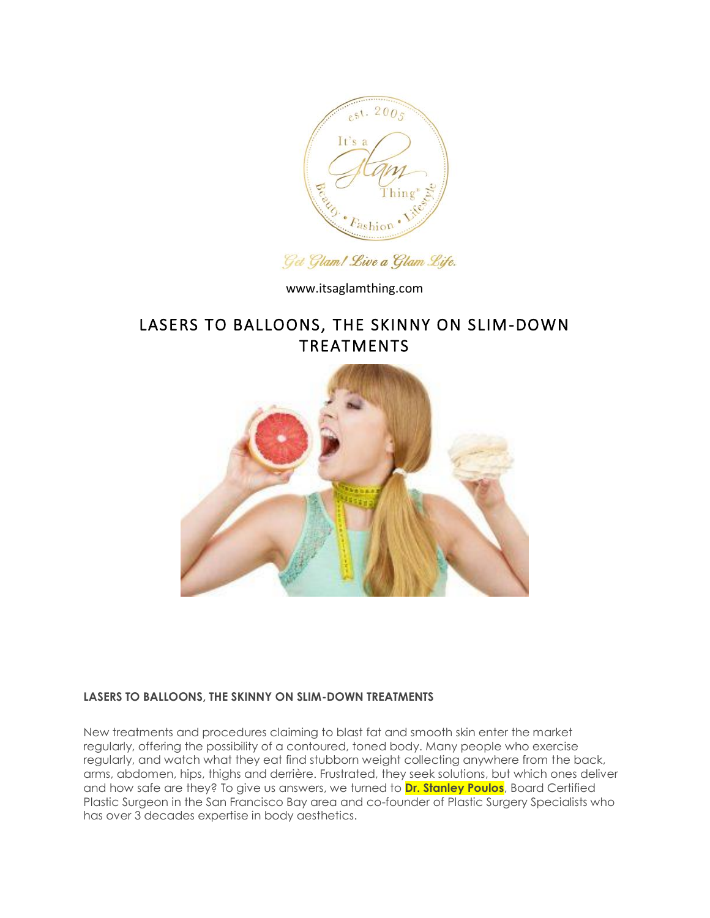www.itsaglamthing.com

# LASERS TO BALLOONS, THE SKINNY ON SLIM-DOWN TREATMENTS

**LASERS TO BALLOONS, THE SKINNY ON SLIM-DOWN TREATMENTS**

New treatments and procedures claiming to blast fat and smooth skin enter the market regularly, offering the possibility of a contoured, toned body. Many people who exercise regularly, and watch what they eat find stubborn weight collecting anywhere from the back, arms, abdomen, hips, thighs and derrière. Frustrated, they seek solutions, but which ones deliver and how safe are they? To give us answers, we turned to **Dr. Stanley Poulos**, Board Certified Plastic Surgeon in the San Francisco Bay area and co-founder of Plastic Surgery Specialists who has over 3 decades expertise in body aesthetics.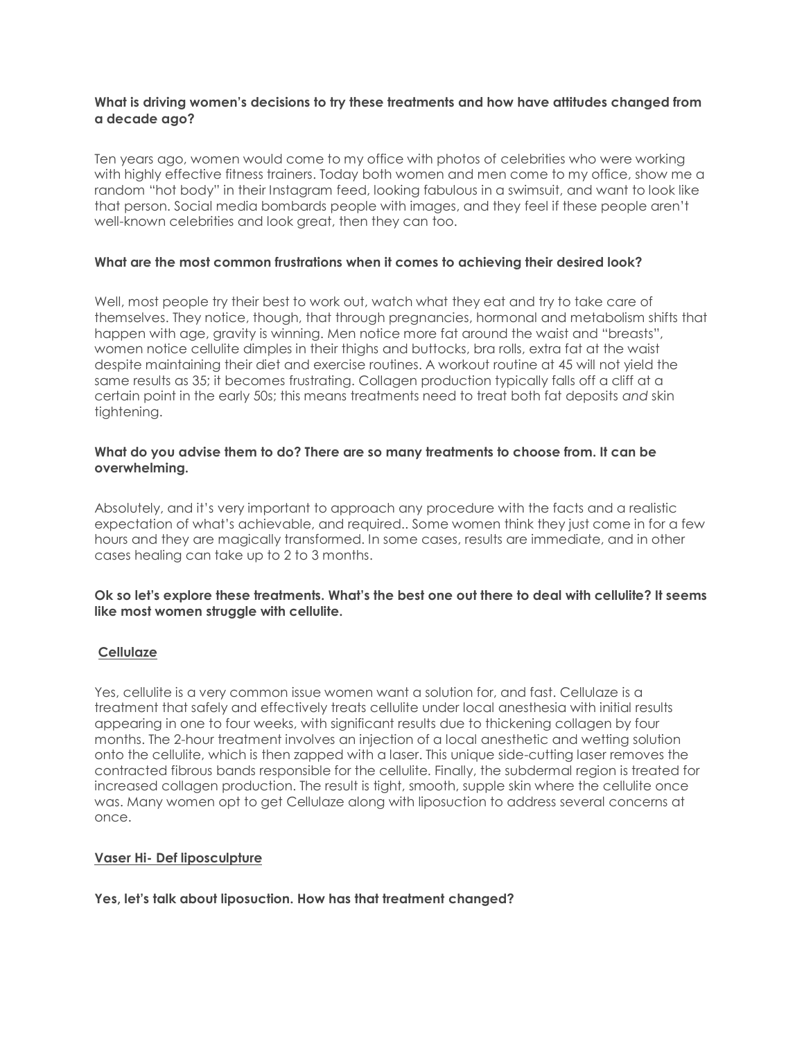**What is driving women's decisions to try these treatments and how have attitudes changed from a decade ago?**

Ten years ago, women would come to my office with photos of celebrities who were working with highly effective fitness trainers. Today both women and men come to my office, show me a random "hot body" in their Instagram feed, looking fabulous in a swimsuit, and want to look like that person. Social media bombards people with images, and they feel if these people aren't well-known celebrities and look great, then they can too.

**What are the most common frustrations when it comes to achieving their desired look?**

Well, most people try their best to work out, watch what they eat and try to take care of themselves. They notice, though, that through pregnancies, hormonal and metabolism shifts that happen with age, gravity is winning. Men notice more fat around the waist and "breasts", women notice cellulite dimples in their thighs and buttocks, bra rolls, extra fat at the waist despite maintaining their diet and exercise routines. A workout routine at 45 will not yield the same results as 35; it becomes frustrating. Collagen production typically falls off a cliff at a certain point in the early 50s; this means treatments need to treat both fat deposits *and* skin tightening.

**What do you advise them to do? There are so many treatments to choose from. It can be overwhelming.**

Absolutely, and it's very important to approach any procedure with the facts and a realistic expectation of what's achievable, and required.. Some women think they just come in for a few hours and they are magically transformed. In some cases, results are immediate, and in other cases healing can take up to 2 to 3 months.

**Ok so let's explore these treatments. What's the best one out there to deal with cellulite? It seems like most women struggle with cellulite.**

**Cellulaze**

Yes, cellulite is a very common issue women want a solution for, and fast. Cellulaze is a treatment that safely and effectively treats cellulite under local anesthesia with initial results appearing in one to four weeks, with significant results due to thickening collagen by four months. The 2-hour treatment involves an injection of a local anesthetic and wetting solution onto the cellulite, which is then zapped with a laser. This unique side-cutting laser removes the contracted fibrous bands responsible for the cellulite. Finally, the subdermal region is treated for increased collagen production. The result is tight, smooth, supple skin where the cellulite once was. Many women opt to get Cellulaze along with liposuction to address several concerns at once.

**Vaser Hi- Def liposculpture**

**Yes, let's talk about liposuction. How has that treatment changed?**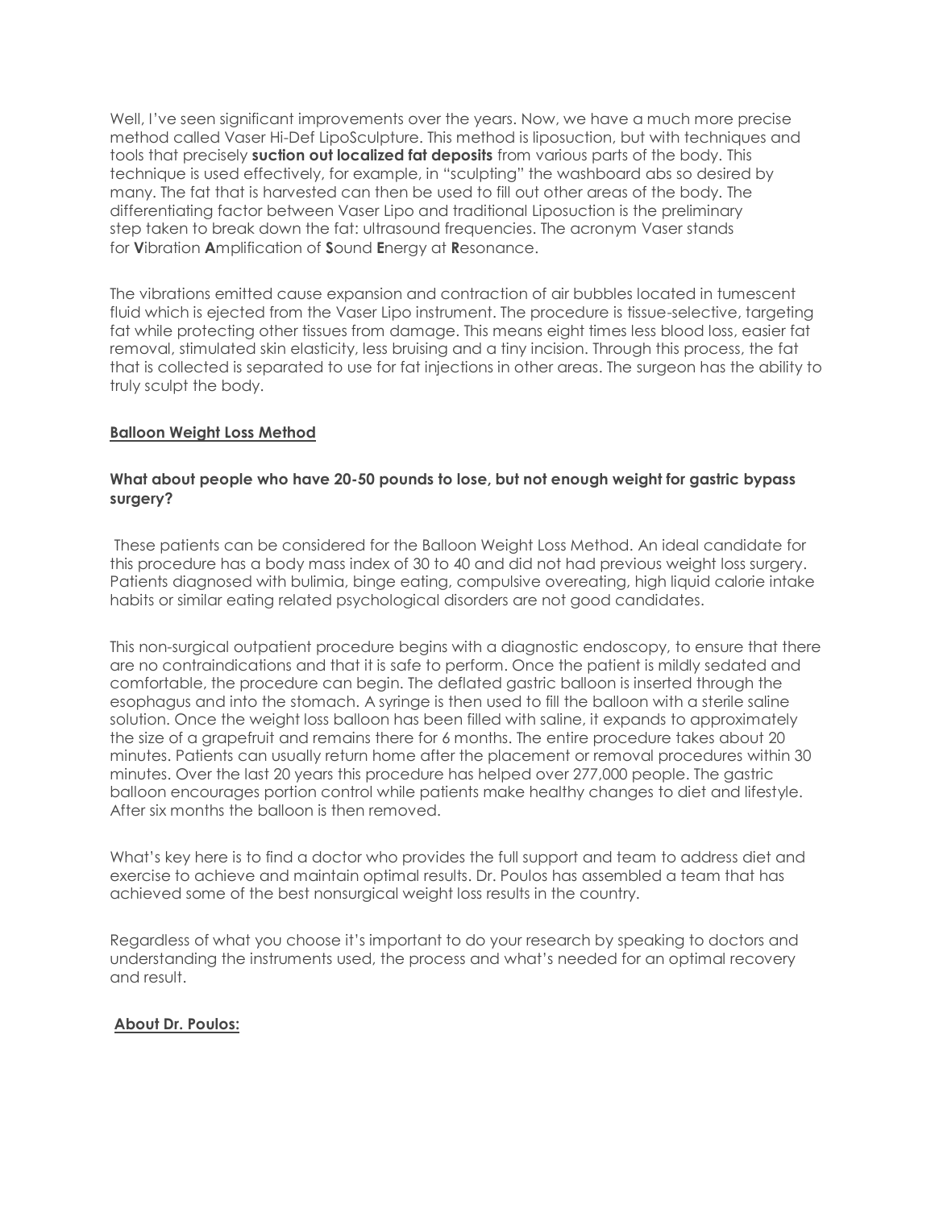Well, I've seen significant improvements over the years. Now, we have a much more precise method called Vaser Hi-Def LipoSculpture. This method is liposuction, but with techniques and tools that precisely **suction out localized fat deposits** from various parts of the body. This technique is used effectively, for example, in "sculpting" the washboard abs so desired by many. The fat that is harvested can then be used to fill out other areas of the body. The differentiating factor between Vaser Lipo and traditional Liposuction is the preliminary step taken to break down the fat: ultrasound frequencies. The acronym Vaser stands for **V**ibration **A**mplification of **S**ound **E**nergy at **R**esonance.

The vibrations emitted cause expansion and contraction of air bubbles located in tumescent fluid which is ejected from the Vaser Lipo instrument. The procedure is tissue-selective, targeting fat while protecting other tissues from damage. This means eight times less blood loss, easier fat removal, stimulated skin elasticity, less bruising and a tiny incision. Through this process, the fat that is collected is separated to use for fat injections in other areas. The surgeon has the ability to truly sculpt the body.

## Balloon Weight Loss Method

**What about people who have 20-50 pounds to lose, but not enough weight for gastric bypass surgery?**

These patients can be considered for the Balloon Weight Loss Method. An ideal candidate for this procedure has a body mass index of 30 to 40 and did not had previous weight loss surgery. Patients diagnosed with bulimia, binge eating, compulsive overeating, high liquid calorie intake habits or similar eating related psychological disorders are not good candidates.

This non-surgical outpatient procedure begins with a diagnostic endoscopy, to ensure that there are no contraindications and that it is safe to perform. Once the patient is mildly sedated and comfortable, the procedure can begin. The deflated gastric balloon is inserted through the esophagus and into the stomach. A syringe is then used to fill the balloon with a sterile saline solution. Once the weight loss balloon has been filled with saline, it expands to approximately the size of a grapefruit and remains there for 6 months. The entire procedure takes about 20 minutes. Patients can usually return home after the placement or removal procedures within 30 minutes. Over the last 20 years this procedure has helped over 277,000 people. The gastric balloon encourages portion control while patients make healthy changes to diet and lifestyle. After six months the balloon is then removed.

What's key here is to find a doctor who provides the full support and team to address diet and exercise to achieve and maintain optimal results. Dr. Poulos has assembled a team that has achieved some of the best nonsurgical weight loss results in the country.

Regardless of what you choose it's important to do your research by speaking to doctors and understanding the instruments used, the process and what's needed for an optimal recovery and result.

## About Dr. Poulos: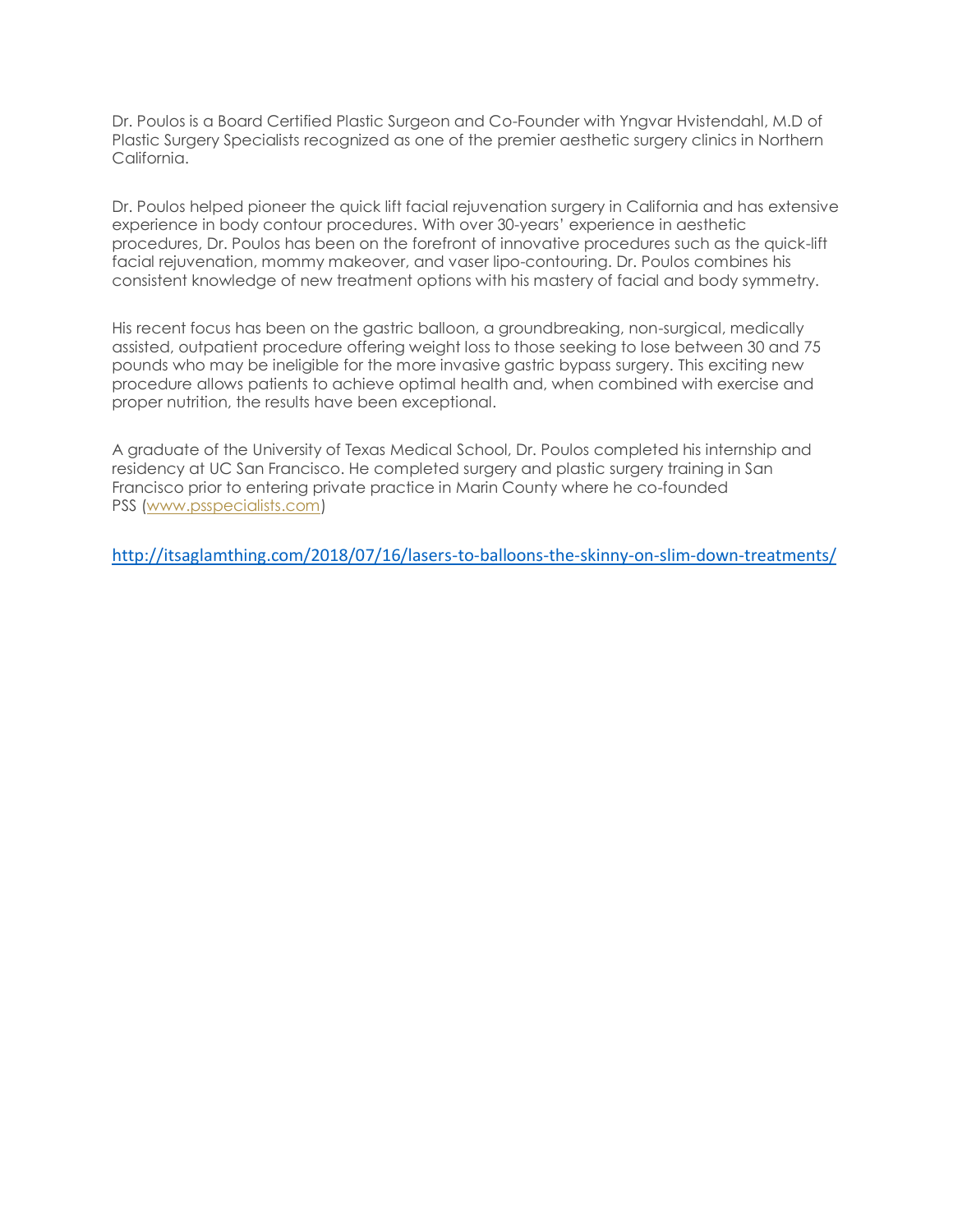Dr. Poulos is a Board Certified Plastic Surgeon and Co-Founder with Yngvar Hvistendahl, M.D of Plastic Surgery Specialists recognized as one of the premier aesthetic surgery clinics in Northern California.

Dr. Poulos helped pioneer the quick lift facial rejuvenation surgery in California and has extensive experience in body contour procedures. With over 30-years' experience in aesthetic procedures, Dr. Poulos has been on the forefront of innovative procedures such as the quick-lift facial rejuvenation, mommy makeover, and vaser lipo-contouring. Dr. Poulos combines his consistent knowledge of new treatment options with his mastery of facial and body symmetry.

His recent focus has been on the gastric balloon, a groundbreaking, non-surgical, medically assisted, outpatient procedure offering weight loss to those seeking to lose between 30 and 75 pounds who may be ineligible for the more invasive gastric bypass surgery. This exciting new procedure allows patients to achieve optimal health and, when combined with exercise and proper nutrition, the results have been exceptional.

A graduate of the University of Texas Medical School, Dr. Poulos completed his internship and residency at UC San Francisco. He completed surgery and plastic surgery training in San Francisco prior to entering private practice in Marin County where he co-founded PSS ([www.psspecialists.com](http://www.psspecialists.com))

[http://itsaglamthing.com/2018/07/16/lasers-to-balloons-the-skinny-on-slim-down-treatments/](http://itsaglamthing.com/2018/07/16/lasers-to-balloons-the-skinny-on-slim-down-treatments/)